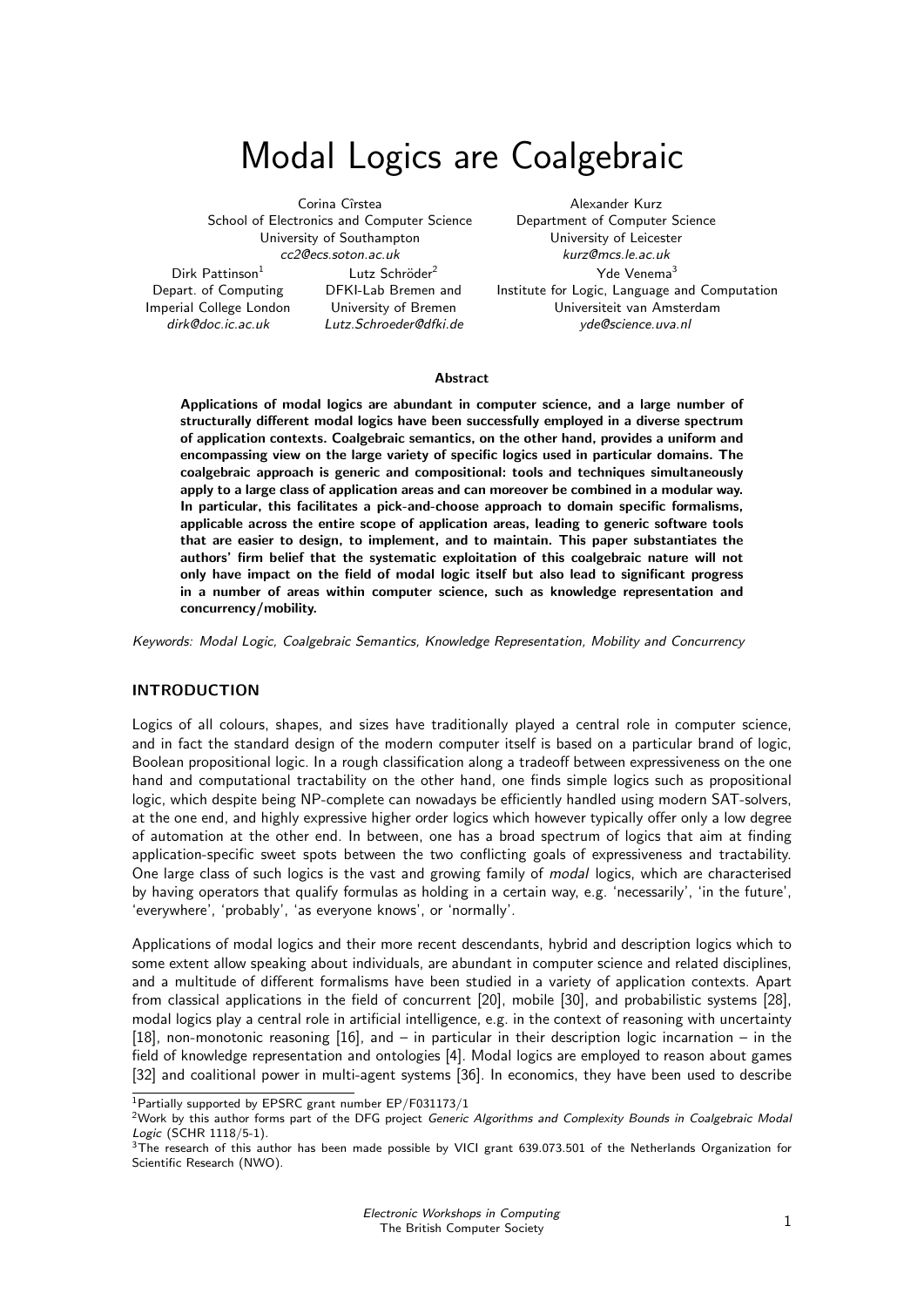# Modal Logics are Coalgebraic

Corina Cîrstea
School of Electronics and Computer Science
University of Southampton
*cc2@ecs.soton.ac.uk*

Alexander Kurz
Department of Computer Science
University of Leicester
*kurz@mcs.le.ac.uk*

Dirk Pattinson[1]
Depart. of Computing
Imperial College London
*dirk@doc.ic.ac.uk*

Lutz Schröder[2]
DFKI-Lab Bremen and
University of Bremen
*Lutz.Schroeder@dfki.de*

Yde Venema[3]
Institute for Logic, Language and Computation
Universiteit van Amsterdam
*yde@science.uva.nl*

**Abstract**

**Applications of modal logics are abundant in computer science, and a large number of structurally different modal logics have been successfully employed in a diverse spectrum of application contexts. Coalgebraic semantics, on the other hand, provides a uniform and encompassing view on the large variety of specific logics used in particular domains. The coalgebraic approach is generic and compositional: tools and techniques simultaneously apply to a large class of application areas and can moreover be combined in a modular way. In particular, this facilitates a pick-and-choose approach to domain specific formalisms, applicable across the entire scope of application areas, leading to generic software tools that are easier to design, to implement, and to maintain. This paper substantiates the authors' firm belief that the systematic exploitation of this coalgebraic nature will not only have impact on the field of modal logic itself but also lead to significant progress in a number of areas within computer science, such as knowledge representation and concurrency/mobility.**

*Keywords: Modal Logic, Coalgebraic Semantics, Knowledge Representation, Mobility and Concurrency*

## INTRODUCTION

Logics of all colours, shapes, and sizes have traditionally played a central role in computer science, and in fact the standard design of the modern computer itself is based on a particular brand of logic, Boolean propositional logic. In a rough classification along a tradeoff between expressiveness on the one hand and computational tractability on the other hand, one finds simple logics such as propositional logic, which despite being NP-complete can nowadays be efficiently handled using modern SAT-solvers, at the one end, and highly expressive higher order logics which however typically offer only a low degree of automation at the other end. In between, one has a broad spectrum of logics that aim at finding application-specific sweet spots between the two conflicting goals of expressiveness and tractability. One large class of such logics is the vast and growing family of *modal* logics, which are characterised by having operators that qualify formulas as holding in a certain way, e.g. 'necessarily', 'in the future', 'everywhere', 'probably', 'as everyone knows', or 'normally'.

Applications of modal logics and their more recent descendants, hybrid and description logics which to some extent allow speaking about individuals, are abundant in computer science and related disciplines, and a multitude of different formalisms have been studied in a variety of application contexts. Apart from classical applications in the field of concurrent [20], mobile [30], and probabilistic systems [28], modal logics play a central role in artificial intelligence, e.g. in the context of reasoning with uncertainty [18], non-monotonic reasoning [16], and – in particular in their description logic incarnation – in the field of knowledge representation and ontologies [4]. Modal logics are employed to reason about games [32] and coalitional power in multi-agent systems [36]. In economics, they have been used to describe

[1] Partially supported by EPSRC grant number EP/F031173/1

[2] Work by this author forms part of the DFG project *Generic Algorithms and Complexity Bounds in Coalgebraic Modal Logic* (SCHR 1118/5-1).

[3] The research of this author has been made possible by VICI grant 639.073.501 of the Netherlands Organization for Scientific Research (NWO).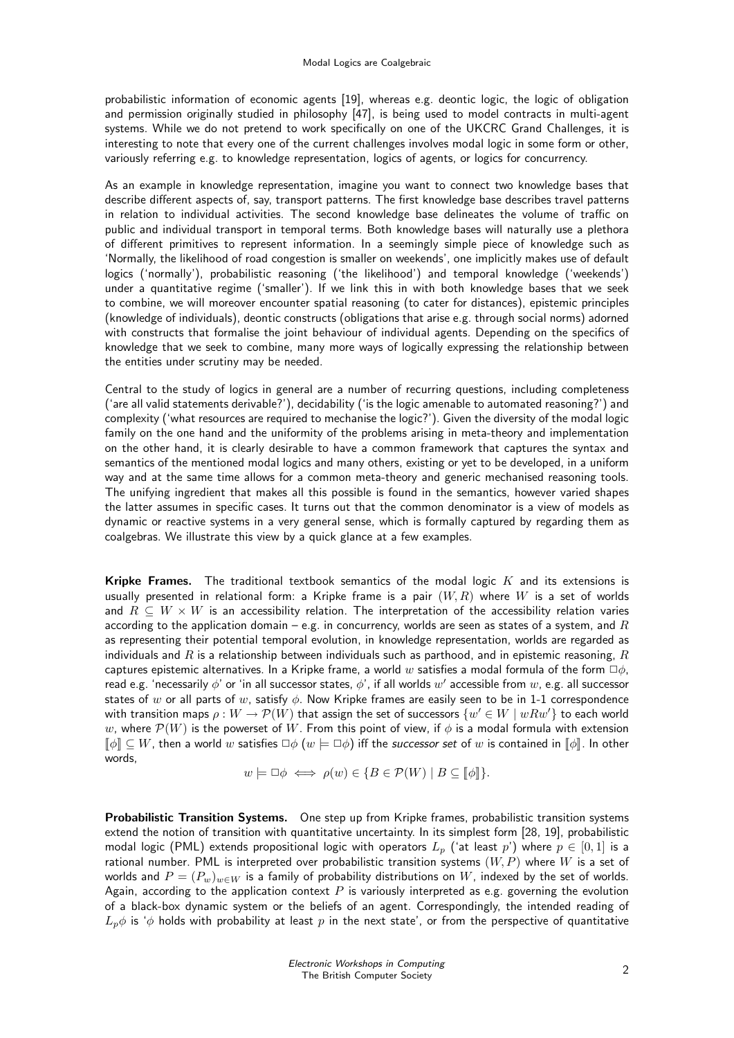probabilistic information of economic agents [19], whereas e.g. deontic logic, the logic of obligation and permission originally studied in philosophy [47], is being used to model contracts in multi-agent systems. While we do not pretend to work specifically on one of the UKCRC Grand Challenges, it is interesting to note that every one of the current challenges involves modal logic in some form or other, variously referring e.g. to knowledge representation, logics of agents, or logics for concurrency.

As an example in knowledge representation, imagine you want to connect two knowledge bases that describe different aspects of, say, transport patterns. The first knowledge base describes travel patterns in relation to individual activities. The second knowledge base delineates the volume of traffic on public and individual transport in temporal terms. Both knowledge bases will naturally use a plethora of different primitives to represent information. In a seemingly simple piece of knowledge such as 'Normally, the likelihood of road congestion is smaller on weekends', one implicitly makes use of default logics ('normally'), probabilistic reasoning ('the likelihood') and temporal knowledge ('weekends') under a quantitative regime ('smaller'). If we link this in with both knowledge bases that we seek to combine, we will moreover encounter spatial reasoning (to cater for distances), epistemic principles (knowledge of individuals), deontic constructs (obligations that arise e.g. through social norms) adorned with constructs that formalise the joint behaviour of individual agents. Depending on the specifics of knowledge that we seek to combine, many more ways of logically expressing the relationship between the entities under scrutiny may be needed.

Central to the study of logics in general are a number of recurring questions, including completeness ('are all valid statements derivable?'), decidability ('is the logic amenable to automated reasoning?') and complexity ('what resources are required to mechanise the logic?'). Given the diversity of the modal logic family on the one hand and the uniformity of the problems arising in meta-theory and implementation on the other hand, it is clearly desirable to have a common framework that captures the syntax and semantics of the mentioned modal logics and many others, existing or yet to be developed, in a uniform way and at the same time allows for a common meta-theory and generic mechanised reasoning tools. The unifying ingredient that makes all this possible is found in the semantics, however varied shapes the latter assumes in specific cases. It turns out that the common denominator is a view of models as dynamic or reactive systems in a very general sense, which is formally captured by regarding them as coalgebras. We illustrate this view by a quick glance at a few examples.

**Kripke Frames.** The traditional textbook semantics of the modal logic $K$ and its extensions is usually presented in relational form: a Kripke frame is a pair $(W, R)$ where $W$ is a set of worlds and $R \subseteq W \times W$ is an accessibility relation. The interpretation of the accessibility relation varies according to the application domain – e.g. in concurrency, worlds are seen as states of a system, and $R$ as representing their potential temporal evolution, in knowledge representation, worlds are regarded as individuals and $R$ is a relationship between individuals such as parthood, and in epistemic reasoning, $R$ captures epistemic alternatives. In a Kripke frame, a world $w$ satisfies a modal formula of the form $\Box\phi$, read e.g. 'necessarily $\phi$' or 'in all successor states, $\phi$', if all worlds $w'$ accessible from $w$, e.g. all successor states of $w$ or all parts of $w$, satisfy $\phi$. Now Kripke frames are easily seen to be in 1-1 correspondence with transition maps $\rho : W \to \mathcal{P}(W)$ that assign the set of successors $\{w' \in W \mid wRw'\}$ to each world $w$, where $\mathcal{P}(W)$ is the powerset of $W$. From this point of view, if $\phi$ is a modal formula with extension $[\![\phi]\!] \subseteq W$, then a world $w$ satisfies $\Box\phi$ ($w \models \Box\phi$) iff the *successor set* of $w$ is contained in $[\![\phi]\!]$. In other words,

$$w \models \Box\phi \iff \rho(w) \in \{B \in \mathcal{P}(W) \mid B \subseteq [\![\phi]\!]\}.$$

**Probabilistic Transition Systems.** One step up from Kripke frames, probabilistic transition systems extend the notion of transition with quantitative uncertainty. In its simplest form [28, 19], probabilistic modal logic (PML) extends propositional logic with operators $L_p$ ('at least $p$') where $p \in [0, 1]$ is a rational number. PML is interpreted over probabilistic transition systems $(W, P)$ where $W$ is a set of worlds and $P = (P_w)_{w \in W}$ is a family of probability distributions on $W$, indexed by the set of worlds. Again, according to the application context $P$ is variously interpreted as e.g. governing the evolution of a black-box dynamic system or the beliefs of an agent. Correspondingly, the intended reading of $L_p\phi$ is '$\phi$ holds with probability at least $p$ in the next state', or from the perspective of quantitative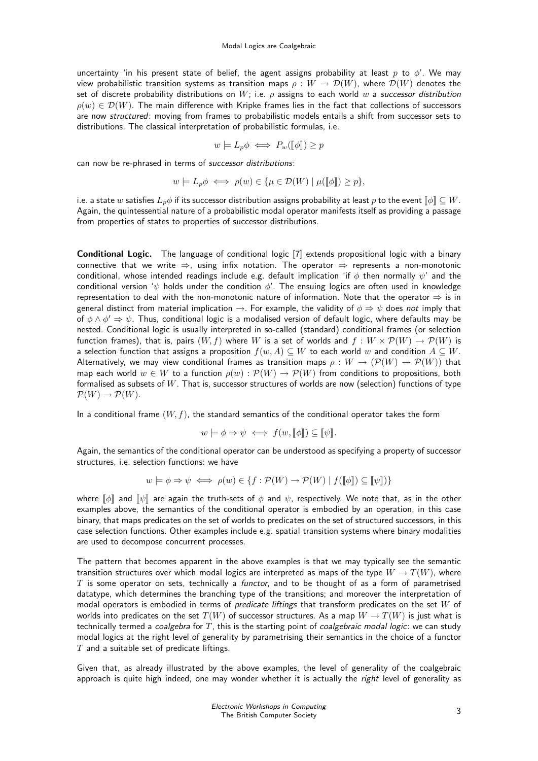uncertainty 'in his present state of belief, the agent assigns probability at least $p$ to $\phi$'. We may view probabilistic transition systems as transition maps $\rho : W \to \mathcal{D}(W)$, where $\mathcal{D}(W)$ denotes the set of discrete probability distributions on $W$; i.e. $\rho$ assigns to each world $w$ a *successor distribution* $\rho(w) \in \mathcal{D}(W)$. The main difference with Kripke frames lies in the fact that collections of successors are now *structured*: moving from frames to probabilistic models entails a shift from successor sets to distributions. The classical interpretation of probabilistic formulas, i.e.

$$w \models L_p\phi \iff P_w([\![\phi]\!]) \geq p$$

can now be re-phrased in terms of *successor distributions*:

$$w \models L_p\phi \iff \rho(w) \in \{\mu \in \mathcal{D}(W) \mid \mu([\![\phi]\!]) \geq p\},$$

i.e. a state $w$ satisfies $L_p\phi$ if its successor distribution assigns probability at least $p$ to the event $[\![\phi]\!] \subseteq W$. Again, the quintessential nature of a probabilistic modal operator manifests itself as providing a passage from properties of states to properties of successor distributions.

**Conditional Logic.** The language of conditional logic [7] extends propositional logic with a binary connective that we write $\Rightarrow$, using infix notation. The operator $\Rightarrow$ represents a non-monotonic conditional, whose intended readings include e.g. default implication 'if $\phi$ then normally $\psi$' and the conditional version '$\psi$ holds under the condition $\phi$'. The ensuing logics are often used in knowledge representation to deal with the non-monotonic nature of information. Note that the operator $\Rightarrow$ is in general distinct from material implication $\to$. For example, the validity of $\phi \Rightarrow \psi$ does *not* imply that of $\phi \wedge \phi' \Rightarrow \psi$. Thus, conditional logic is a modalised version of default logic, where defaults may be nested. Conditional logic is usually interpreted in so-called (standard) conditional frames (or selection function frames), that is, pairs $(W, f)$ where $W$ is a set of worlds and $f : W \times \mathcal{P}(W) \to \mathcal{P}(W)$ is a selection function that assigns a proposition $f(w, A) \subseteq W$ to each world $w$ and condition $A \subseteq W$. Alternatively, we may view conditional frames as transition maps $\rho : W \to (\mathcal{P}(W) \to \mathcal{P}(W))$ that map each world $w \in W$ to a function $\rho(w) : \mathcal{P}(W) \to \mathcal{P}(W)$ from conditions to propositions, both formalised as subsets of $W$. That is, successor structures of worlds are now (selection) functions of type $\mathcal{P}(W) \to \mathcal{P}(W)$.

In a conditional frame $(W, f)$, the standard semantics of the conditional operator takes the form

$$w \models \phi \Rightarrow \psi \iff f(w, [\![\phi]\!]) \subseteq [\![\psi]\!].$$

Again, the semantics of the conditional operator can be understood as specifying a property of successor structures, i.e. selection functions: we have

$$w \models \phi \Rightarrow \psi \iff \rho(w) \in \{f : \mathcal{P}(W) \to \mathcal{P}(W) \mid f([\![\phi]\!]) \subseteq [\![\psi]\!])\}$$

where $[\![\phi]\!]$ and $[\![\psi]\!]$ are again the truth-sets of $\phi$ and $\psi$, respectively. We note that, as in the other examples above, the semantics of the conditional operator is embodied by an operation, in this case binary, that maps predicates on the set of worlds to predicates on the set of structured successors, in this case selection functions. Other examples include e.g. spatial transition systems where binary modalities are used to decompose concurrent processes.

The pattern that becomes apparent in the above examples is that we may typically see the semantic transition structures over which modal logics are interpreted as maps of the type $W \to T(W)$, where $T$ is some operator on sets, technically a *functor*, and to be thought of as a form of parametrised datatype, which determines the branching type of the transitions; and moreover the interpretation of modal operators is embodied in terms of *predicate liftings* that transform predicates on the set $W$ of worlds into predicates on the set $T(W)$ of successor structures. As a map $W \to T(W)$ is just what is technically termed a *coalgebra* for $T$, this is the starting point of *coalgebraic modal logic*: we can study modal logics at the right level of generality by parametrising their semantics in the choice of a functor $T$ and a suitable set of predicate liftings.

Given that, as already illustrated by the above examples, the level of generality of the coalgebraic approach is quite high indeed, one may wonder whether it is actually the *right* level of generality as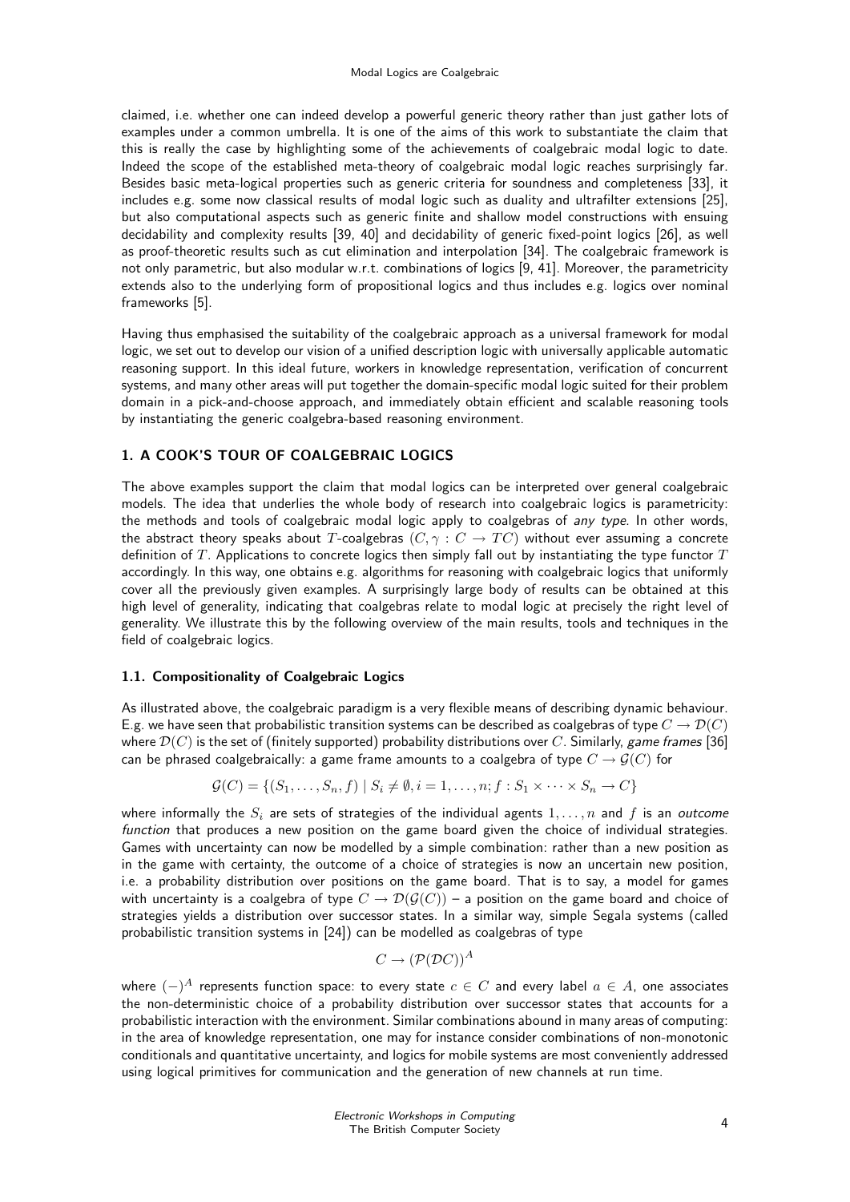claimed, i.e. whether one can indeed develop a powerful generic theory rather than just gather lots of examples under a common umbrella. It is one of the aims of this work to substantiate the claim that this is really the case by highlighting some of the achievements of coalgebraic modal logic to date. Indeed the scope of the established meta-theory of coalgebraic modal logic reaches surprisingly far. Besides basic meta-logical properties such as generic criteria for soundness and completeness [33], it includes e.g. some now classical results of modal logic such as duality and ultrafilter extensions [25], but also computational aspects such as generic finite and shallow model constructions with ensuing decidability and complexity results [39, 40] and decidability of generic fixed-point logics [26], as well as proof-theoretic results such as cut elimination and interpolation [34]. The coalgebraic framework is not only parametric, but also modular w.r.t. combinations of logics [9, 41]. Moreover, the parametricity extends also to the underlying form of propositional logics and thus includes e.g. logics over nominal frameworks [5].

Having thus emphasised the suitability of the coalgebraic approach as a universal framework for modal logic, we set out to develop our vision of a unified description logic with universally applicable automatic reasoning support. In this ideal future, workers in knowledge representation, verification of concurrent systems, and many other areas will put together the domain-specific modal logic suited for their problem domain in a pick-and-choose approach, and immediately obtain efficient and scalable reasoning tools by instantiating the generic coalgebra-based reasoning environment.

## 1. A COOK'S TOUR OF COALGEBRAIC LOGICS

The above examples support the claim that modal logics can be interpreted over general coalgebraic models. The idea that underlies the whole body of research into coalgebraic logics is parametricity: the methods and tools of coalgebraic modal logic apply to coalgebras of *any type*. In other words, the abstract theory speaks about $T$-coalgebras $(C, \gamma : C \to TC)$ without ever assuming a concrete definition of $T$. Applications to concrete logics then simply fall out by instantiating the type functor $T$ accordingly. In this way, one obtains e.g. algorithms for reasoning with coalgebraic logics that uniformly cover all the previously given examples. A surprisingly large body of results can be obtained at this high level of generality, indicating that coalgebras relate to modal logic at precisely the right level of generality. We illustrate this by the following overview of the main results, tools and techniques in the field of coalgebraic logics.

### 1.1. Compositionality of Coalgebraic Logics

As illustrated above, the coalgebraic paradigm is a very flexible means of describing dynamic behaviour. E.g. we have seen that probabilistic transition systems can be described as coalgebras of type $C \to \mathcal{D}(C)$ where $\mathcal{D}(C)$ is the set of (finitely supported) probability distributions over $C$. Similarly, *game frames* [36] can be phrased coalgebraically: a game frame amounts to a coalgebra of type $C \to \mathcal{G}(C)$ for

$$\mathcal{G}(C) = \{(S_1, \ldots, S_n, f) \mid S_i \neq \emptyset, i = 1, \ldots, n; f : S_1 \times \cdots \times S_n \to C\}$$

where informally the $S_i$ are sets of strategies of the individual agents $1, \ldots, n$ and $f$ is an *outcome function* that produces a new position on the game board given the choice of individual strategies. Games with uncertainty can now be modelled by a simple combination: rather than a new position as in the game with certainty, the outcome of a choice of strategies is now an uncertain new position, i.e. a probability distribution over positions on the game board. That is to say, a model for games with uncertainty is a coalgebra of type $C \to \mathcal{D}(\mathcal{G}(C))$ – a position on the game board and choice of strategies yields a distribution over successor states. In a similar way, simple Segala systems (called probabilistic transition systems in [24]) can be modelled as coalgebras of type

$$C \to (\mathcal{P}(\mathcal{D}C))^A$$

where $(-)^A$ represents function space: to every state $c \in C$ and every label $a \in A$, one associates the non-deterministic choice of a probability distribution over successor states that accounts for a probabilistic interaction with the environment. Similar combinations abound in many areas of computing: in the area of knowledge representation, one may for instance consider combinations of non-monotonic conditionals and quantitative uncertainty, and logics for mobile systems are most conveniently addressed using logical primitives for communication and the generation of new channels at run time.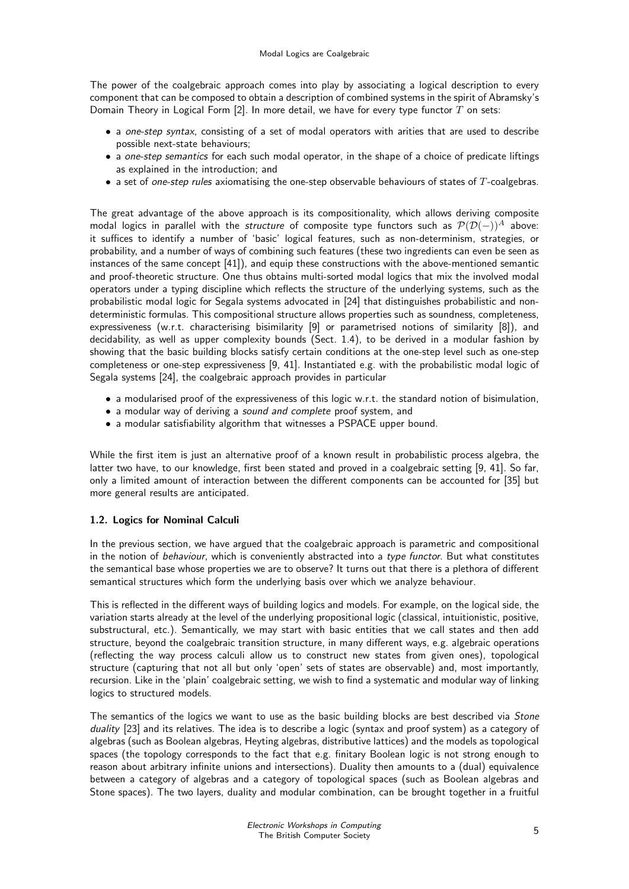The power of the coalgebraic approach comes into play by associating a logical description to every component that can be composed to obtain a description of combined systems in the spirit of Abramsky's Domain Theory in Logical Form [2]. In more detail, we have for every type functor $T$ on sets:

- a *one-step syntax*, consisting of a set of modal operators with arities that are used to describe possible next-state behaviours;
- a *one-step semantics* for each such modal operator, in the shape of a choice of predicate liftings as explained in the introduction; and
- a set of *one-step rules* axiomatising the one-step observable behaviours of states of $T$-coalgebras.

The great advantage of the above approach is its compositionality, which allows deriving composite modal logics in parallel with the *structure* of composite type functors such as $\mathcal{P}(\mathcal{D}(-))^A$ above: it suffices to identify a number of 'basic' logical features, such as non-determinism, strategies, or probability, and a number of ways of combining such features (these two ingredients can even be seen as instances of the same concept [41]), and equip these constructions with the above-mentioned semantic and proof-theoretic structure. One thus obtains multi-sorted modal logics that mix the involved modal operators under a typing discipline which reflects the structure of the underlying systems, such as the probabilistic modal logic for Segala systems advocated in [24] that distinguishes probabilistic and non-deterministic formulas. This compositional structure allows properties such as soundness, completeness, expressiveness (w.r.t. characterising bisimilarity [9] or parametrised notions of similarity [8]), and decidability, as well as upper complexity bounds (Sect. 1.4), to be derived in a modular fashion by showing that the basic building blocks satisfy certain conditions at the one-step level such as one-step completeness or one-step expressiveness [9, 41]. Instantiated e.g. with the probabilistic modal logic of Segala systems [24], the coalgebraic approach provides in particular

- a modularised proof of the expressiveness of this logic w.r.t. the standard notion of bisimulation,
- a modular way of deriving a *sound and complete* proof system, and
- a modular satisfiability algorithm that witnesses a PSPACE upper bound.

While the first item is just an alternative proof of a known result in probabilistic process algebra, the latter two have, to our knowledge, first been stated and proved in a coalgebraic setting [9, 41]. So far, only a limited amount of interaction between the different components can be accounted for [35] but more general results are anticipated.

### 1.2. Logics for Nominal Calculi

In the previous section, we have argued that the coalgebraic approach is parametric and compositional in the notion of *behaviour*, which is conveniently abstracted into a *type functor*. But what constitutes the semantical base whose properties we are to observe? It turns out that there is a plethora of different semantical structures which form the underlying basis over which we analyze behaviour.

This is reflected in the different ways of building logics and models. For example, on the logical side, the variation starts already at the level of the underlying propositional logic (classical, intuitionistic, positive, substructural, etc.). Semantically, we may start with basic entities that we call states and then add structure, beyond the coalgebraic transition structure, in many different ways, e.g. algebraic operations (reflecting the way process calculi allow us to construct new states from given ones), topological structure (capturing that not all but only 'open' sets of states are observable) and, most importantly, recursion. Like in the 'plain' coalgebraic setting, we wish to find a systematic and modular way of linking logics to structured models.

The semantics of the logics we want to use as the basic building blocks are best described via *Stone duality* [23] and its relatives. The idea is to describe a logic (syntax and proof system) as a category of algebras (such as Boolean algebras, Heyting algebras, distributive lattices) and the models as topological spaces (the topology corresponds to the fact that e.g. finitary Boolean logic is not strong enough to reason about arbitrary infinite unions and intersections). Duality then amounts to a (dual) equivalence between a category of algebras and a category of topological spaces (such as Boolean algebras and Stone spaces). The two layers, duality and modular combination, can be brought together in a fruitful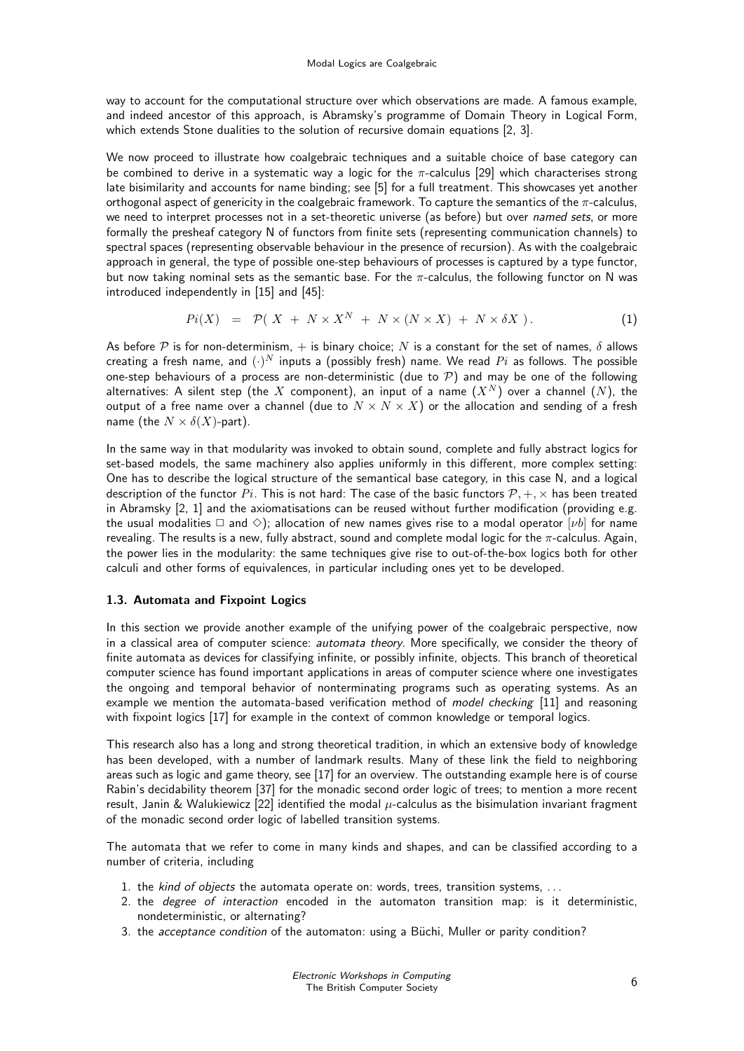way to account for the computational structure over which observations are made. A famous example, and indeed ancestor of this approach, is Abramsky's programme of Domain Theory in Logical Form, which extends Stone dualities to the solution of recursive domain equations [2, 3].

We now proceed to illustrate how coalgebraic techniques and a suitable choice of base category can be combined to derive in a systematic way a logic for the $\pi$-calculus [29] which characterises strong late bisimilarity and accounts for name binding; see [5] for a full treatment. This showcases yet another orthogonal aspect of genericity in the coalgebraic framework. To capture the semantics of the $\pi$-calculus, we need to interpret processes not in a set-theoretic universe (as before) but over *named sets*, or more formally the presheaf category N of functors from finite sets (representing communication channels) to spectral spaces (representing observable behaviour in the presence of recursion). As with the coalgebraic approach in general, the type of possible one-step behaviours of processes is captured by a type functor, but now taking nominal sets as the semantic base. For the $\pi$-calculus, the following functor on N was introduced independently in [15] and [45]:

$$Pi(X) \;=\; \mathcal{P}(\; X \;+\; N \times X^N \;+\; N \times (N \times X) \;+\; N \times \delta X \;). \tag{1}$$

As before $\mathcal{P}$ is for non-determinism, $+$ is binary choice; $N$ is a constant for the set of names, $\delta$ allows creating a fresh name, and $(\cdot)^N$ inputs a (possibly fresh) name. We read $Pi$ as follows. The possible one-step behaviours of a process are non-deterministic (due to $\mathcal{P}$) and may be one of the following alternatives: A silent step (the $X$ component), an input of a name ($X^N$) over a channel ($N$), the output of a free name over a channel (due to $N \times N \times X$) or the allocation and sending of a fresh name (the $N \times \delta(X)$-part).

In the same way in that modularity was invoked to obtain sound, complete and fully abstract logics for set-based models, the same machinery also applies uniformly in this different, more complex setting: One has to describe the logical structure of the semantical base category, in this case N, and a logical description of the functor $Pi$. This is not hard: The case of the basic functors $\mathcal{P}, +, \times$ has been treated in Abramsky [2, 1] and the axiomatisations can be reused without further modification (providing e.g. the usual modalities $\Box$ and $\Diamond$); allocation of new names gives rise to a modal operator $[\nu b]$ for name revealing. The results is a new, fully abstract, sound and complete modal logic for the $\pi$-calculus. Again, the power lies in the modularity: the same techniques give rise to out-of-the-box logics both for other calculi and other forms of equivalences, in particular including ones yet to be developed.

### 1.3. Automata and Fixpoint Logics

In this section we provide another example of the unifying power of the coalgebraic perspective, now in a classical area of computer science: *automata theory*. More specifically, we consider the theory of finite automata as devices for classifying infinite, or possibly infinite, objects. This branch of theoretical computer science has found important applications in areas of computer science where one investigates the ongoing and temporal behavior of nonterminating programs such as operating systems. As an example we mention the automata-based verification method of *model checking* [11] and reasoning with fixpoint logics [17] for example in the context of common knowledge or temporal logics.

This research also has a long and strong theoretical tradition, in which an extensive body of knowledge has been developed, with a number of landmark results. Many of these link the field to neighboring areas such as logic and game theory, see [17] for an overview. The outstanding example here is of course Rabin's decidability theorem [37] for the monadic second order logic of trees; to mention a more recent result, Janin & Walukiewicz [22] identified the modal $\mu$-calculus as the bisimulation invariant fragment of the monadic second order logic of labelled transition systems.

The automata that we refer to come in many kinds and shapes, and can be classified according to a number of criteria, including

1. the *kind of objects* the automata operate on: words, trees, transition systems, ...
2. the *degree of interaction* encoded in the automaton transition map: is it deterministic, nondeterministic, or alternating?
3. the *acceptance condition* of the automaton: using a Büchi, Muller or parity condition?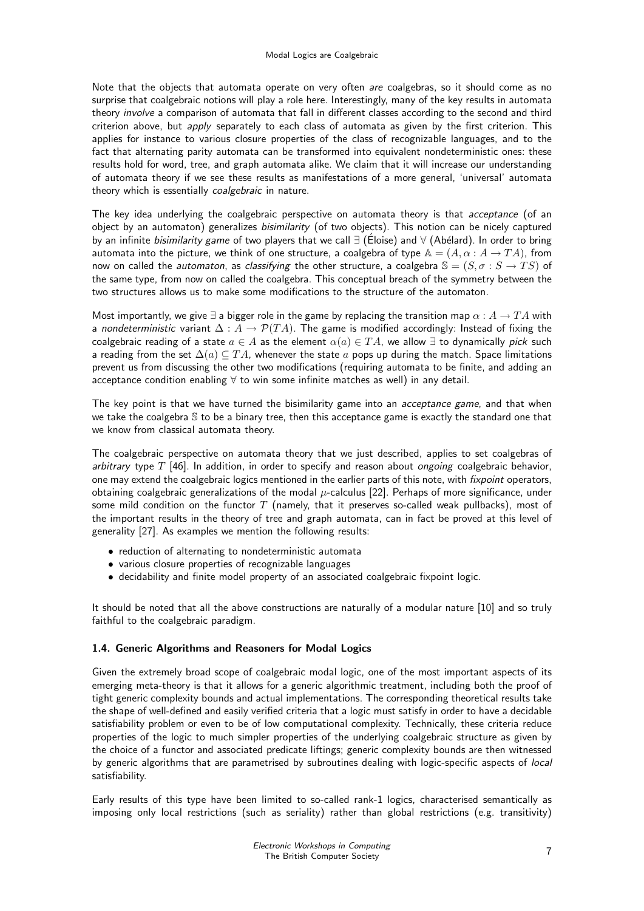Note that the objects that automata operate on very often *are* coalgebras, so it should come as no surprise that coalgebraic notions will play a role here. Interestingly, many of the key results in automata theory *involve* a comparison of automata that fall in different classes according to the second and third criterion above, but *apply* separately to each class of automata as given by the first criterion. This applies for instance to various closure properties of the class of recognizable languages, and to the fact that alternating parity automata can be transformed into equivalent nondeterministic ones: these results hold for word, tree, and graph automata alike. We claim that it will increase our understanding of automata theory if we see these results as manifestations of a more general, 'universal' automata theory which is essentially *coalgebraic* in nature.

The key idea underlying the coalgebraic perspective on automata theory is that *acceptance* (of an object by an automaton) generalizes *bisimilarity* (of two objects). This notion can be nicely captured by an infinite *bisimilarity game* of two players that we call $\exists$ (Éloise) and $\forall$ (Abélard). In order to bring automata into the picture, we think of one structure, a coalgebra of type $\mathbb{A} = (A, \alpha : A \to TA)$, from now on called the *automaton*, as *classifying* the other structure, a coalgebra $\mathbb{S} = (S, \sigma : S \to TS)$ of the same type, from now on called the coalgebra. This conceptual breach of the symmetry between the two structures allows us to make some modifications to the structure of the automaton.

Most importantly, we give $\exists$ a bigger role in the game by replacing the transition map $\alpha : A \to TA$ with a *nondeterministic* variant $\Delta : A \to \mathcal{P}(TA)$. The game is modified accordingly: Instead of fixing the coalgebraic reading of a state $a \in A$ as the element $\alpha(a) \in TA$, we allow $\exists$ to dynamically *pick* such a reading from the set $\Delta(a) \subseteq TA$, whenever the state $a$ pops up during the match. Space limitations prevent us from discussing the other two modifications (requiring automata to be finite, and adding an acceptance condition enabling $\forall$ to win some infinite matches as well) in any detail.

The key point is that we have turned the bisimilarity game into an *acceptance game*, and that when we take the coalgebra $\mathbb{S}$ to be a binary tree, then this acceptance game is exactly the standard one that we know from classical automata theory.

The coalgebraic perspective on automata theory that we just described, applies to set coalgebras of *arbitrary* type $T$ [46]. In addition, in order to specify and reason about *ongoing* coalgebraic behavior, one may extend the coalgebraic logics mentioned in the earlier parts of this note, with *fixpoint* operators, obtaining coalgebraic generalizations of the modal $\mu$-calculus [22]. Perhaps of more significance, under some mild condition on the functor $T$ (namely, that it preserves so-called weak pullbacks), most of the important results in the theory of tree and graph automata, can in fact be proved at this level of generality [27]. As examples we mention the following results:

- reduction of alternating to nondeterministic automata
- various closure properties of recognizable languages
- decidability and finite model property of an associated coalgebraic fixpoint logic.

It should be noted that all the above constructions are naturally of a modular nature [10] and so truly faithful to the coalgebraic paradigm.

### 1.4. Generic Algorithms and Reasoners for Modal Logics

Given the extremely broad scope of coalgebraic modal logic, one of the most important aspects of its emerging meta-theory is that it allows for a generic algorithmic treatment, including both the proof of tight generic complexity bounds and actual implementations. The corresponding theoretical results take the shape of well-defined and easily verified criteria that a logic must satisfy in order to have a decidable satisfiability problem or even to be of low computational complexity. Technically, these criteria reduce properties of the logic to much simpler properties of the underlying coalgebraic structure as given by the choice of a functor and associated predicate liftings; generic complexity bounds are then witnessed by generic algorithms that are parametrised by subroutines dealing with logic-specific aspects of *local* satisfiability.

Early results of this type have been limited to so-called rank-1 logics, characterised semantically as imposing only local restrictions (such as seriality) rather than global restrictions (e.g. transitivity)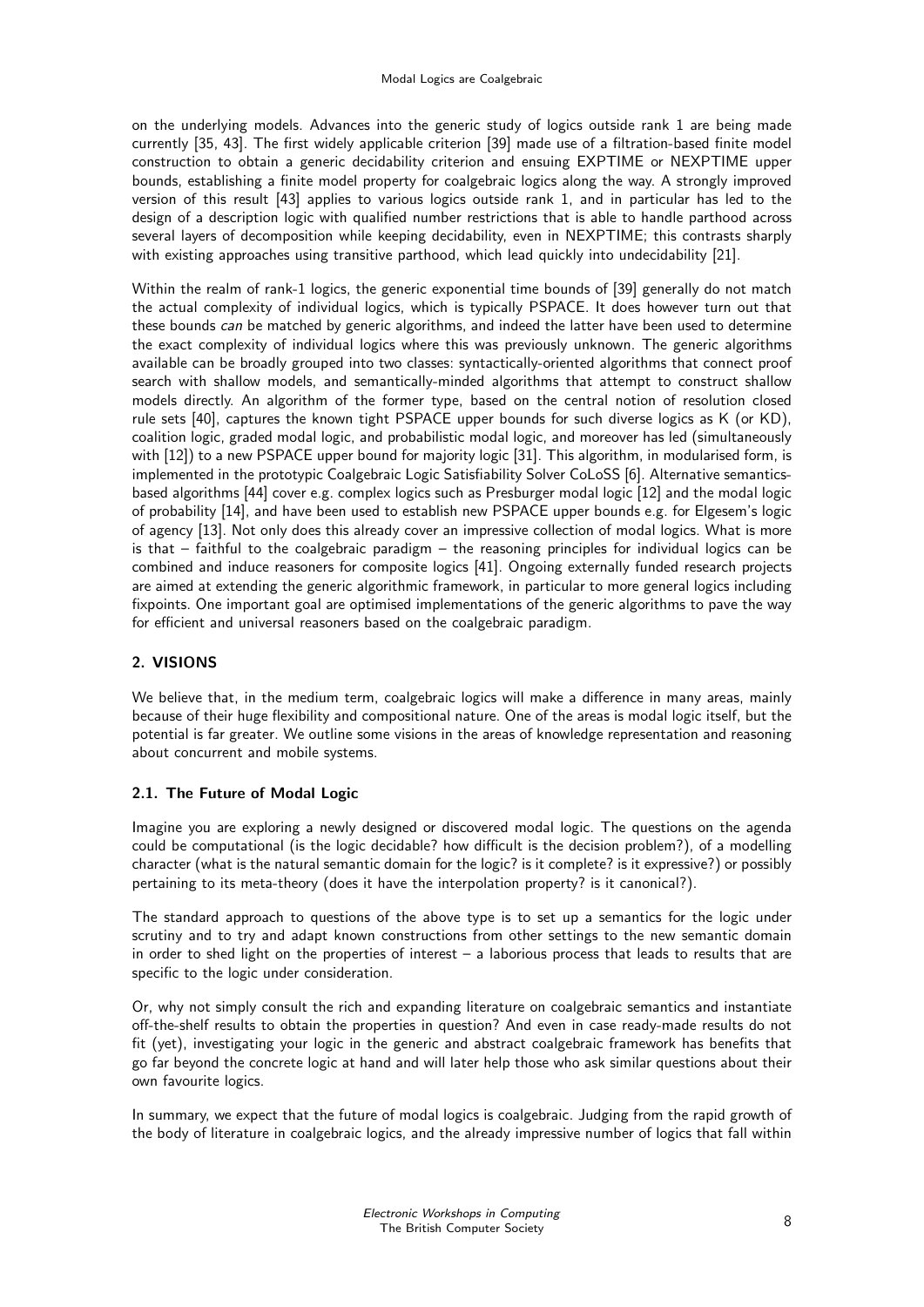on the underlying models. Advances into the generic study of logics outside rank 1 are being made currently [35, 43]. The first widely applicable criterion [39] made use of a filtration-based finite model construction to obtain a generic decidability criterion and ensuing EXPTIME or NEXPTIME upper bounds, establishing a finite model property for coalgebraic logics along the way. A strongly improved version of this result [43] applies to various logics outside rank 1, and in particular has led to the design of a description logic with qualified number restrictions that is able to handle parthood across several layers of decomposition while keeping decidability, even in NEXPTIME; this contrasts sharply with existing approaches using transitive parthood, which lead quickly into undecidability [21].

Within the realm of rank-1 logics, the generic exponential time bounds of [39] generally do not match the actual complexity of individual logics, which is typically PSPACE. It does however turn out that these bounds *can* be matched by generic algorithms, and indeed the latter have been used to determine the exact complexity of individual logics where this was previously unknown. The generic algorithms available can be broadly grouped into two classes: syntactically-oriented algorithms that connect proof search with shallow models, and semantically-minded algorithms that attempt to construct shallow models directly. An algorithm of the former type, based on the central notion of resolution closed rule sets [40], captures the known tight PSPACE upper bounds for such diverse logics as K (or KD), coalition logic, graded modal logic, and probabilistic modal logic, and moreover has led (simultaneously with [12]) to a new PSPACE upper bound for majority logic [31]. This algorithm, in modularised form, is implemented in the prototypic Coalgebraic Logic Satisfiability Solver CoLoSS [6]. Alternative semantics-based algorithms [44] cover e.g. complex logics such as Presburger modal logic [12] and the modal logic of probability [14], and have been used to establish new PSPACE upper bounds e.g. for Elgesem's logic of agency [13]. Not only does this already cover an impressive collection of modal logics. What is more is that – faithful to the coalgebraic paradigm – the reasoning principles for individual logics can be combined and induce reasoners for composite logics [41]. Ongoing externally funded research projects are aimed at extending the generic algorithmic framework, in particular to more general logics including fixpoints. One important goal are optimised implementations of the generic algorithms to pave the way for efficient and universal reasoners based on the coalgebraic paradigm.

## 2. VISIONS

We believe that, in the medium term, coalgebraic logics will make a difference in many areas, mainly because of their huge flexibility and compositional nature. One of the areas is modal logic itself, but the potential is far greater. We outline some visions in the areas of knowledge representation and reasoning about concurrent and mobile systems.

### 2.1. The Future of Modal Logic

Imagine you are exploring a newly designed or discovered modal logic. The questions on the agenda could be computational (is the logic decidable? how difficult is the decision problem?), of a modelling character (what is the natural semantic domain for the logic? is it complete? is it expressive?) or possibly pertaining to its meta-theory (does it have the interpolation property? is it canonical?).

The standard approach to questions of the above type is to set up a semantics for the logic under scrutiny and to try and adapt known constructions from other settings to the new semantic domain in order to shed light on the properties of interest – a laborious process that leads to results that are specific to the logic under consideration.

Or, why not simply consult the rich and expanding literature on coalgebraic semantics and instantiate off-the-shelf results to obtain the properties in question? And even in case ready-made results do not fit (yet), investigating your logic in the generic and abstract coalgebraic framework has benefits that go far beyond the concrete logic at hand and will later help those who ask similar questions about their own favourite logics.

In summary, we expect that the future of modal logics is coalgebraic. Judging from the rapid growth of the body of literature in coalgebraic logics, and the already impressive number of logics that fall within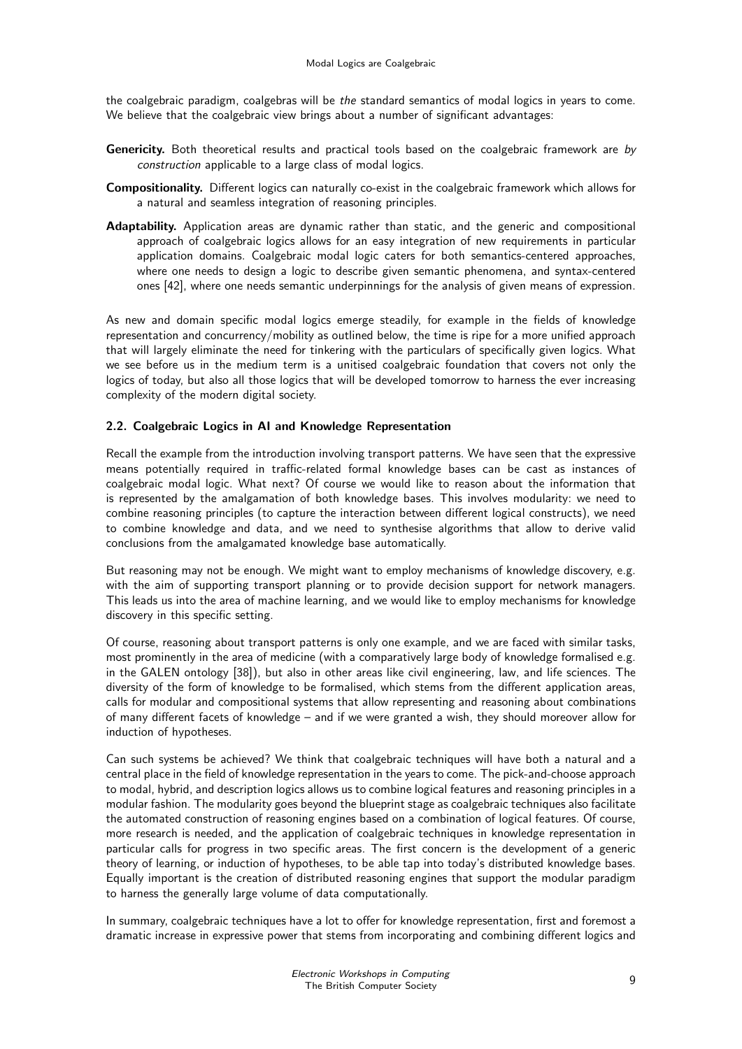the coalgebraic paradigm, coalgebras will be *the* standard semantics of modal logics in years to come. We believe that the coalgebraic view brings about a number of significant advantages:

**Genericity.** Both theoretical results and practical tools based on the coalgebraic framework are *by construction* applicable to a large class of modal logics.

**Compositionality.** Different logics can naturally co-exist in the coalgebraic framework which allows for a natural and seamless integration of reasoning principles.

**Adaptability.** Application areas are dynamic rather than static, and the generic and compositional approach of coalgebraic logics allows for an easy integration of new requirements in particular application domains. Coalgebraic modal logic caters for both semantics-centered approaches, where one needs to design a logic to describe given semantic phenomena, and syntax-centered ones [42], where one needs semantic underpinnings for the analysis of given means of expression.

As new and domain specific modal logics emerge steadily, for example in the fields of knowledge representation and concurrency/mobility as outlined below, the time is ripe for a more unified approach that will largely eliminate the need for tinkering with the particulars of specifically given logics. What we see before us in the medium term is a unitised coalgebraic foundation that covers not only the logics of today, but also all those logics that will be developed tomorrow to harness the ever increasing complexity of the modern digital society.

### 2.2. Coalgebraic Logics in AI and Knowledge Representation

Recall the example from the introduction involving transport patterns. We have seen that the expressive means potentially required in traffic-related formal knowledge bases can be cast as instances of coalgebraic modal logic. What next? Of course we would like to reason about the information that is represented by the amalgamation of both knowledge bases. This involves modularity: we need to combine reasoning principles (to capture the interaction between different logical constructs), we need to combine knowledge and data, and we need to synthesise algorithms that allow to derive valid conclusions from the amalgamated knowledge base automatically.

But reasoning may not be enough. We might want to employ mechanisms of knowledge discovery, e.g. with the aim of supporting transport planning or to provide decision support for network managers. This leads us into the area of machine learning, and we would like to employ mechanisms for knowledge discovery in this specific setting.

Of course, reasoning about transport patterns is only one example, and we are faced with similar tasks, most prominently in the area of medicine (with a comparatively large body of knowledge formalised e.g. in the GALEN ontology [38]), but also in other areas like civil engineering, law, and life sciences. The diversity of the form of knowledge to be formalised, which stems from the different application areas, calls for modular and compositional systems that allow representing and reasoning about combinations of many different facets of knowledge – and if we were granted a wish, they should moreover allow for induction of hypotheses.

Can such systems be achieved? We think that coalgebraic techniques will have both a natural and a central place in the field of knowledge representation in the years to come. The pick-and-choose approach to modal, hybrid, and description logics allows us to combine logical features and reasoning principles in a modular fashion. The modularity goes beyond the blueprint stage as coalgebraic techniques also facilitate the automated construction of reasoning engines based on a combination of logical features. Of course, more research is needed, and the application of coalgebraic techniques in knowledge representation in particular calls for progress in two specific areas. The first concern is the development of a generic theory of learning, or induction of hypotheses, to be able tap into today's distributed knowledge bases. Equally important is the creation of distributed reasoning engines that support the modular paradigm to harness the generally large volume of data computationally.

In summary, coalgebraic techniques have a lot to offer for knowledge representation, first and foremost a dramatic increase in expressive power that stems from incorporating and combining different logics and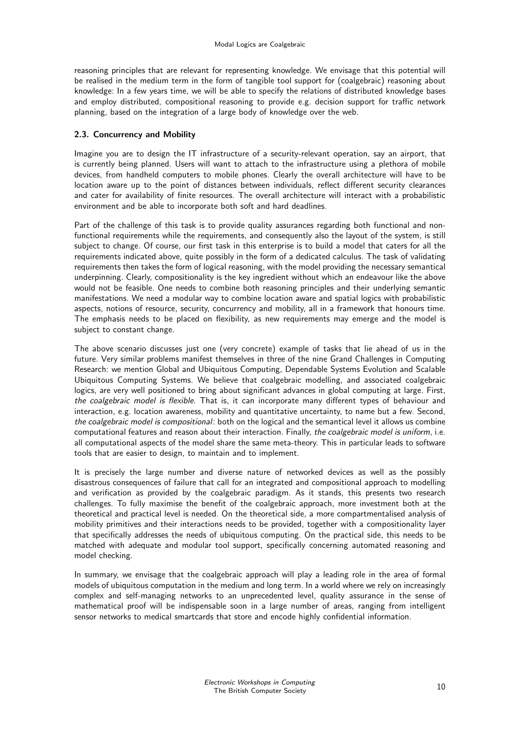reasoning principles that are relevant for representing knowledge. We envisage that this potential will be realised in the medium term in the form of tangible tool support for (coalgebraic) reasoning about knowledge: In a few years time, we will be able to specify the relations of distributed knowledge bases and employ distributed, compositional reasoning to provide e.g. decision support for traffic network planning, based on the integration of a large body of knowledge over the web.

### 2.3. Concurrency and Mobility

Imagine you are to design the IT infrastructure of a security-relevant operation, say an airport, that is currently being planned. Users will want to attach to the infrastructure using a plethora of mobile devices, from handheld computers to mobile phones. Clearly the overall architecture will have to be location aware up to the point of distances between individuals, reflect different security clearances and cater for availability of finite resources. The overall architecture will interact with a probabilistic environment and be able to incorporate both soft and hard deadlines.

Part of the challenge of this task is to provide quality assurances regarding both functional and non-functional requirements while the requirements, and consequently also the layout of the system, is still subject to change. Of course, our first task in this enterprise is to build a model that caters for all the requirements indicated above, quite possibly in the form of a dedicated calculus. The task of validating requirements then takes the form of logical reasoning, with the model providing the necessary semantical underpinning. Clearly, compositionality is the key ingredient without which an endeavour like the above would not be feasible. One needs to combine both reasoning principles and their underlying semantic manifestations. We need a modular way to combine location aware and spatial logics with probabilistic aspects, notions of resource, security, concurrency and mobility, all in a framework that honours time. The emphasis needs to be placed on flexibility, as new requirements may emerge and the model is subject to constant change.

The above scenario discusses just one (very concrete) example of tasks that lie ahead of us in the future. Very similar problems manifest themselves in three of the nine Grand Challenges in Computing Research: we mention Global and Ubiquitous Computing, Dependable Systems Evolution and Scalable Ubiquitous Computing Systems. We believe that coalgebraic modelling, and associated coalgebraic logics, are very well positioned to bring about significant advances in global computing at large. First, *the coalgebraic model is flexible*. That is, it can incorporate many different types of behaviour and interaction, e.g. location awareness, mobility and quantitative uncertainty, to name but a few. Second, *the coalgebraic model is compositional*: both on the logical and the semantical level it allows us combine computational features and reason about their interaction. Finally, *the coalgebraic model is uniform*, i.e. all computational aspects of the model share the same meta-theory. This in particular leads to software tools that are easier to design, to maintain and to implement.

It is precisely the large number and diverse nature of networked devices as well as the possibly disastrous consequences of failure that call for an integrated and compositional approach to modelling and verification as provided by the coalgebraic paradigm. As it stands, this presents two research challenges. To fully maximise the benefit of the coalgebraic approach, more investment both at the theoretical and practical level is needed. On the theoretical side, a more compartmentalised analysis of mobility primitives and their interactions needs to be provided, together with a compositionality layer that specifically addresses the needs of ubiquitous computing. On the practical side, this needs to be matched with adequate and modular tool support, specifically concerning automated reasoning and model checking.

In summary, we envisage that the coalgebraic approach will play a leading role in the area of formal models of ubiquitous computation in the medium and long term. In a world where we rely on increasingly complex and self-managing networks to an unprecedented level, quality assurance in the sense of mathematical proof will be indispensable soon in a large number of areas, ranging from intelligent sensor networks to medical smartcards that store and encode highly confidential information.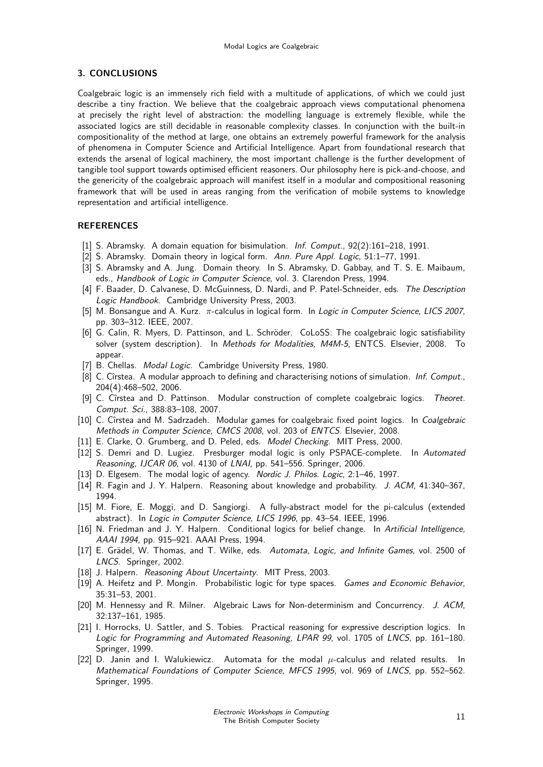## 3. CONCLUSIONS

Coalgebraic logic is an immensely rich field with a multitude of applications, of which we could just describe a tiny fraction. We believe that the coalgebraic approach views computational phenomena at precisely the right level of abstraction: the modelling language is extremely flexible, while the associated logics are still decidable in reasonable complexity classes. In conjunction with the built-in compositionality of the method at large, one obtains an extremely powerful framework for the analysis of phenomena in Computer Science and Artificial Intelligence. Apart from foundational research that extends the arsenal of logical machinery, the most important challenge is the further development of tangible tool support towards optimised efficient reasoners. Our philosophy here is pick-and-choose, and the genericity of the coalgebraic approach will manifest itself in a modular and compositional reasoning framework that will be used in areas ranging from the verification of mobile systems to knowledge representation and artificial intelligence.

## REFERENCES

[1] S. Abramsky. A domain equation for bisimulation. *Inf. Comput.*, 92(2):161–218, 1991.

[2] S. Abramsky. Domain theory in logical form. *Ann. Pure Appl. Logic*, 51:1–77, 1991.

[3] S. Abramsky and A. Jung. Domain theory. In S. Abramsky, D. Gabbay, and T. S. E. Maibaum, eds., *Handbook of Logic in Computer Science*, vol. 3. Clarendon Press, 1994.

[4] F. Baader, D. Calvanese, D. McGuinness, D. Nardi, and P. Patel-Schneider, eds. *The Description Logic Handbook*. Cambridge University Press, 2003.

[5] M. Bonsangue and A. Kurz. $\pi$-calculus in logical form. In *Logic in Computer Science, LICS 2007*, pp. 303–312. IEEE, 2007.

[6] G. Calin, R. Myers, D. Pattinson, and L. Schröder. CoLoSS: The coalgebraic logic satisfiability solver (system description). In *Methods for Modalities, M4M-5*, ENTCS. Elsevier, 2008. To appear.

[7] B. Chellas. *Modal Logic*. Cambridge University Press, 1980.

[8] C. Cîrstea. A modular approach to defining and characterising notions of simulation. *Inf. Comput.*, 204(4):468–502, 2006.

[9] C. Cîrstea and D. Pattinson. Modular construction of complete coalgebraic logics. *Theoret. Comput. Sci.*, 388:83–108, 2007.

[10] C. Cîrstea and M. Sadrzadeh. Modular games for coalgebraic fixed point logics. In *Coalgebraic Methods in Computer Science, CMCS 2008*, vol. 203 of *ENTCS*. Elsevier, 2008.

[11] E. Clarke, O. Grumberg, and D. Peled, eds. *Model Checking*. MIT Press, 2000.

[12] S. Demri and D. Lugiez. Presburger modal logic is only PSPACE-complete. In *Automated Reasoning, IJCAR 06*, vol. 4130 of *LNAI*, pp. 541–556. Springer, 2006.

[13] D. Elgesem. The modal logic of agency. *Nordic J. Philos. Logic*, 2:1–46, 1997.

[14] R. Fagin and J. Y. Halpern. Reasoning about knowledge and probability. *J. ACM*, 41:340–367, 1994.

[15] M. Fiore, E. Moggi, and D. Sangiorgi. A fully-abstract model for the pi-calculus (extended abstract). In *Logic in Computer Science, LICS 1996*, pp. 43–54. IEEE, 1996.

[16] N. Friedman and J. Y. Halpern. Conditional logics for belief change. In *Artificial Intelligence, AAAI 1994*, pp. 915–921. AAAI Press, 1994.

[17] E. Grädel, W. Thomas, and T. Wilke, eds. *Automata, Logic, and Infinite Games*, vol. 2500 of *LNCS*. Springer, 2002.

[18] J. Halpern. *Reasoning About Uncertainty*. MIT Press, 2003.

[19] A. Heifetz and P. Mongin. Probabilistic logic for type spaces. *Games and Economic Behavior*, 35:31–53, 2001.

[20] M. Hennessy and R. Milner. Algebraic Laws for Non-determinism and Concurrency. *J. ACM*, 32:137–161, 1985.

[21] I. Horrocks, U. Sattler, and S. Tobies. Practical reasoning for expressive description logics. In *Logic for Programming and Automated Reasoning, LPAR 99*, vol. 1705 of *LNCS*, pp. 161–180. Springer, 1999.

[22] D. Janin and I. Walukiewicz. Automata for the modal $\mu$-calculus and related results. In *Mathematical Foundations of Computer Science, MFCS 1995*, vol. 969 of *LNCS*, pp. 552–562. Springer, 1995.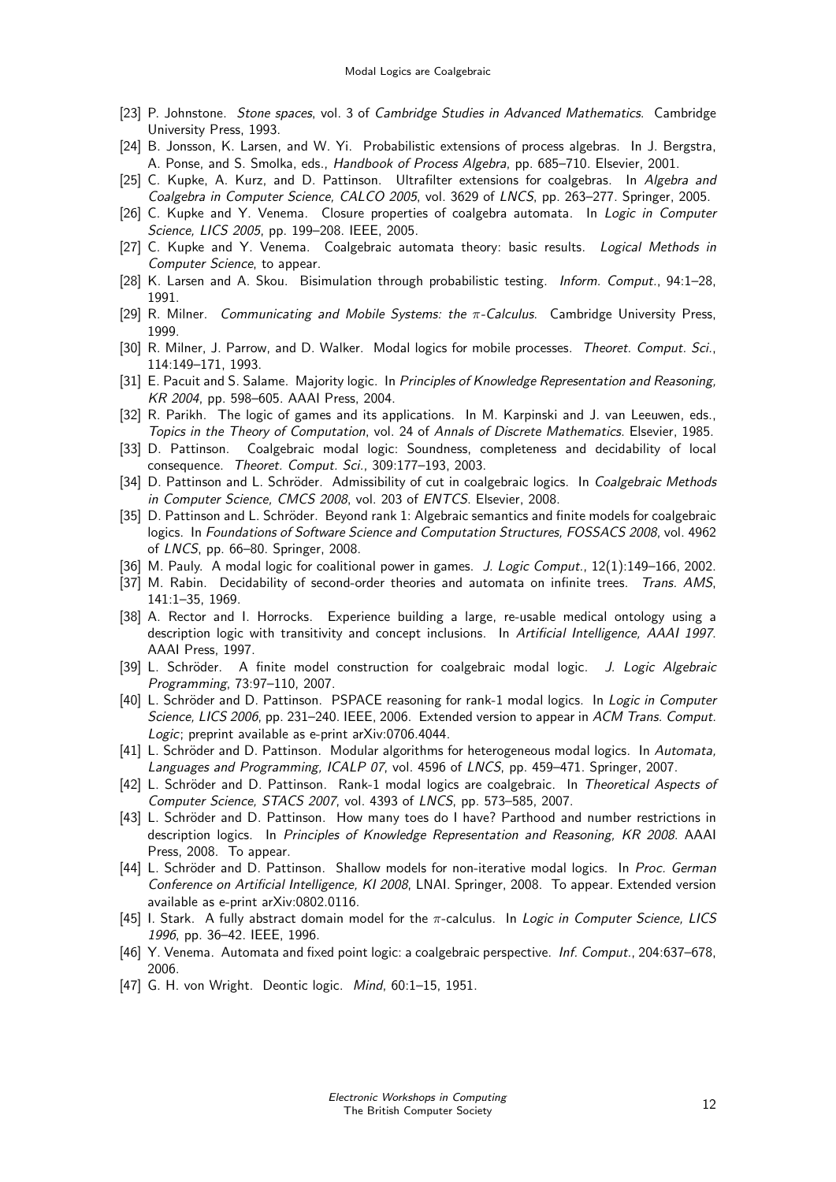[23] P. Johnstone. *Stone spaces*, vol. 3 of *Cambridge Studies in Advanced Mathematics*. Cambridge University Press, 1993.

[24] B. Jonsson, K. Larsen, and W. Yi. Probabilistic extensions of process algebras. In J. Bergstra, A. Ponse, and S. Smolka, eds., *Handbook of Process Algebra*, pp. 685–710. Elsevier, 2001.

[25] C. Kupke, A. Kurz, and D. Pattinson. Ultrafilter extensions for coalgebras. In *Algebra and Coalgebra in Computer Science, CALCO 2005*, vol. 3629 of *LNCS*, pp. 263–277. Springer, 2005.

[26] C. Kupke and Y. Venema. Closure properties of coalgebra automata. In *Logic in Computer Science, LICS 2005*, pp. 199–208. IEEE, 2005.

[27] C. Kupke and Y. Venema. Coalgebraic automata theory: basic results. *Logical Methods in Computer Science*, to appear.

[28] K. Larsen and A. Skou. Bisimulation through probabilistic testing. *Inform. Comput.*, 94:1–28, 1991.

[29] R. Milner. *Communicating and Mobile Systems: the $\pi$-Calculus*. Cambridge University Press, 1999.

[30] R. Milner, J. Parrow, and D. Walker. Modal logics for mobile processes. *Theoret. Comput. Sci.*, 114:149–171, 1993.

[31] E. Pacuit and S. Salame. Majority logic. In *Principles of Knowledge Representation and Reasoning, KR 2004*, pp. 598–605. AAAI Press, 2004.

[32] R. Parikh. The logic of games and its applications. In M. Karpinski and J. van Leeuwen, eds., *Topics in the Theory of Computation*, vol. 24 of *Annals of Discrete Mathematics*. Elsevier, 1985.

[33] D. Pattinson. Coalgebraic modal logic: Soundness, completeness and decidability of local consequence. *Theoret. Comput. Sci.*, 309:177–193, 2003.

[34] D. Pattinson and L. Schröder. Admissibility of cut in coalgebraic logics. In *Coalgebraic Methods in Computer Science, CMCS 2008*, vol. 203 of *ENTCS*. Elsevier, 2008.

[35] D. Pattinson and L. Schröder. Beyond rank 1: Algebraic semantics and finite models for coalgebraic logics. In *Foundations of Software Science and Computation Structures, FOSSACS 2008*, vol. 4962 of *LNCS*, pp. 66–80. Springer, 2008.

[36] M. Pauly. A modal logic for coalitional power in games. *J. Logic Comput.*, 12(1):149–166, 2002.

[37] M. Rabin. Decidability of second-order theories and automata on infinite trees. *Trans. AMS*, 141:1–35, 1969.

[38] A. Rector and I. Horrocks. Experience building a large, re-usable medical ontology using a description logic with transitivity and concept inclusions. In *Artificial Intelligence, AAAI 1997*. AAAI Press, 1997.

[39] L. Schröder. A finite model construction for coalgebraic modal logic. *J. Logic Algebraic Programming*, 73:97–110, 2007.

[40] L. Schröder and D. Pattinson. PSPACE reasoning for rank-1 modal logics. In *Logic in Computer Science, LICS 2006*, pp. 231–240. IEEE, 2006. Extended version to appear in *ACM Trans. Comput. Logic*; preprint available as e-print arXiv:0706.4044.

[41] L. Schröder and D. Pattinson. Modular algorithms for heterogeneous modal logics. In *Automata, Languages and Programming, ICALP 07*, vol. 4596 of *LNCS*, pp. 459–471. Springer, 2007.

[42] L. Schröder and D. Pattinson. Rank-1 modal logics are coalgebraic. In *Theoretical Aspects of Computer Science, STACS 2007*, vol. 4393 of *LNCS*, pp. 573–585, 2007.

[43] L. Schröder and D. Pattinson. How many toes do I have? Parthood and number restrictions in description logics. In *Principles of Knowledge Representation and Reasoning, KR 2008*. AAAI Press, 2008. To appear.

[44] L. Schröder and D. Pattinson. Shallow models for non-iterative modal logics. In *Proc. German Conference on Artificial Intelligence, KI 2008*, LNAI. Springer, 2008. To appear. Extended version available as e-print arXiv:0802.0116.

[45] I. Stark. A fully abstract domain model for the $\pi$-calculus. In *Logic in Computer Science, LICS 1996*, pp. 36–42. IEEE, 1996.

[46] Y. Venema. Automata and fixed point logic: a coalgebraic perspective. *Inf. Comput.*, 204:637–678, 2006.

[47] G. H. von Wright. Deontic logic. *Mind*, 60:1–15, 1951.